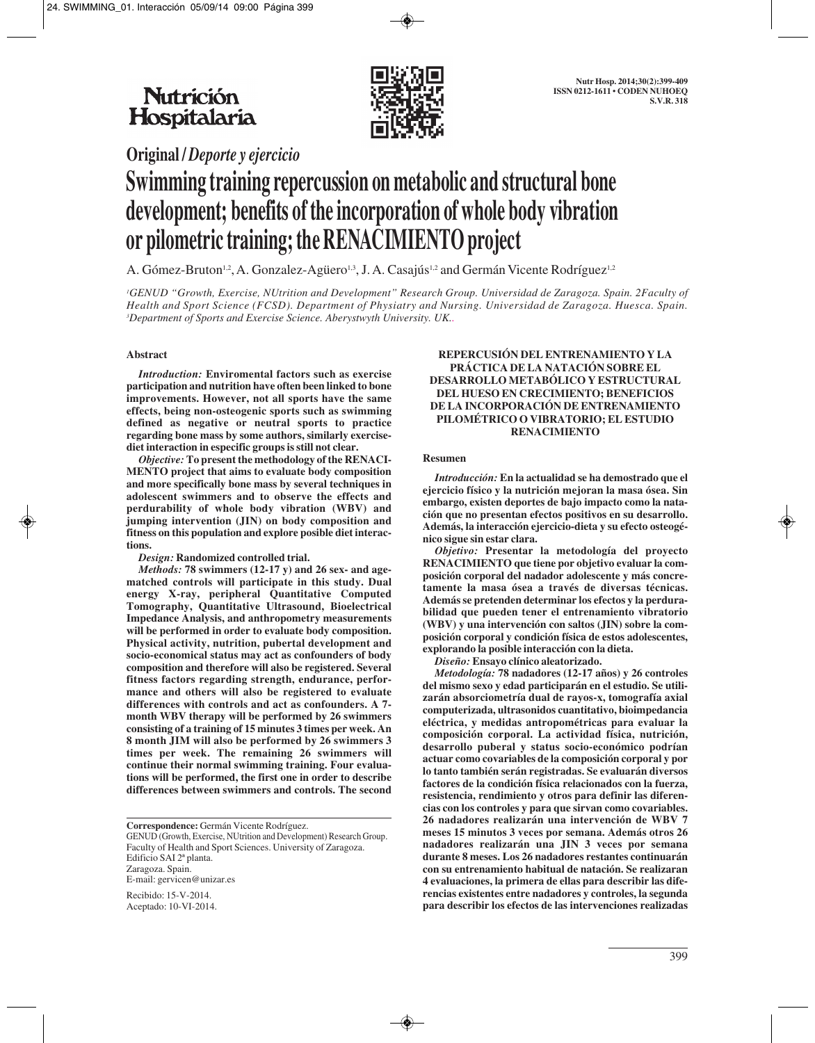Original / *Deporte y ejercicio*

# Swimming training repercussion on metabolic and structural bone development; benefits of the incorporation of whole body vibration or pilometric training; the RENACIMIENTO project

A. Gómez-Bruton[1,2], A. Gonzalez-Agüero[1,3], J. A. Casajús[1,2] and Germán Vicente Rodríguez[1,2]

[1]GENUD "Growth, Exercise, NUtrition and Development" Research Group. Universidad de Zaragoza. Spain. [2]Faculty of Health and Sport Science (FCSD). Department of Physiatry and Nursing. Universidad de Zaragoza. Huesca. Spain. [3]Department of Sports and Exercise Science. Aberystwyth University. UK..

## Abstract

***Introduction:*** **Enviromental factors such as exercise participation and nutrition have often been linked to bone improvements. However, not all sports have the same effects, being non-osteogenic sports such as swimming defined as negative or neutral sports to practice regarding bone mass by some authors, similarly exercise-diet interaction in especific groups is still not clear.**

***Objective:*** **To present the methodology of the RENACIMIENTO project that aims to evaluate body composition and more specifically bone mass by several techniques in adolescent swimmers and to observe the effects and perdurability of whole body vibration (WBV) and jumping intervention (JIN) on body composition and fitness on this population and explore posible diet interactions.**

***Design:*** **Randomized controlled trial.**

***Methods:*** **78 swimmers (12-17 y) and 26 sex- and age-matched controls will participate in this study. Dual energy X-ray, peripheral Quantitative Computed Tomography, Quantitative Ultrasound, Bioelectrical Impedance Analysis, and anthropometry measurements will be performed in order to evaluate body composition. Physical activity, nutrition, pubertal development and socio-economical status may act as confounders of body composition and therefore will also be registered. Several fitness factors regarding strength, endurance, performance and others will also be registered to evaluate differences with controls and act as confounders. A 7-month WBV therapy will be performed by 26 swimmers consisting of a training of 15 minutes 3 times per week. An 8 month JIM will also be performed by 26 swimmers 3 times per week. The remaining 26 swimmers will continue their normal swimming training. Four evaluations will be performed, the first one in order to describe differences between swimmers and controls. The second**

**Correspondence:** Germán Vicente Rodríguez.
GENUD (Growth, Exercise, NUtrition and Development) Research Group.
Faculty of Health and Sport Sciences. University of Zaragoza.
Edificio SAI 2ª planta.
Zaragoza. Spain.
E-mail: gervicen@unizar.es

Recibido: 15-V-2014.
Aceptado: 10-VI-2014.

## REPERCUSIÓN DEL ENTRENAMIENTO Y LA PRÁCTICA DE LA NATACIÓN SOBRE EL DESARROLLO METABÓLICO Y ESTRUCTURAL DEL HUESO EN CRECIMIENTO; BENEFICIOS DE LA INCORPORACIÓN DE ENTRENAMIENTO PILOMÉTRICO O VIBRATORIO; EL ESTUDIO RENACIMIENTO

### Resumen

***Introducción:*** **En la actualidad se ha demostrado que el ejercicio físico y la nutrición mejoran la masa ósea. Sin embargo, existen deportes de bajo impacto como la natación que no presentan efectos positivos en su desarrollo. Además, la interacción ejercicio-dieta y su efecto osteogénico sigue sin estar clara.**

***Objetivo:*** **Presentar la metodología del proyecto RENACIMIENTO que tiene por objetivo evaluar la composición corporal del nadador adolescente y más concretamente la masa ósea a través de diversas técnicas. Además se pretenden determinar los efectos y la perdurabilidad que pueden tener el entrenamiento vibratorio (WBV) y una intervención con saltos (JIN) sobre la composición corporal y condición física de estos adolescentes, explorando la posible interacción con la dieta.**

***Diseño:*** **Ensayo clínico aleatorizado.**

***Metodología:*** **78 nadadores (12-17 años) y 26 controles del mismo sexo y edad participarán en el estudio. Se utilizarán absorciometría dual de rayos-x, tomografía axial computerizada, ultrasonidos cuantitativo, bioimpedancia eléctrica, y medidas antropométricas para evaluar la composición corporal. La actividad física, nutrición, desarrollo puberal y status socio-económico podrían actuar como covariables de la composición corporal y por lo tanto también serán registradas. Se evaluarán diversos factores de la condición física relacionados con la fuerza, resistencia, rendimiento y otros para definir las diferencias con los controles y para que sirvan como covariables. 26 nadadores realizarán una intervención de WBV 7 meses 15 minutos 3 veces por semana. Además otros 26 nadadores realizarán una JIN 3 veces por semana durante 8 meses. Los 26 nadadores restantes continuarán con su entrenamiento habitual de natación. Se realizaran 4 evaluaciones, la primera de ellas para describir las diferencias existentes entre nadadores y controles, la segunda para describir los efectos de las intervenciones realizadas**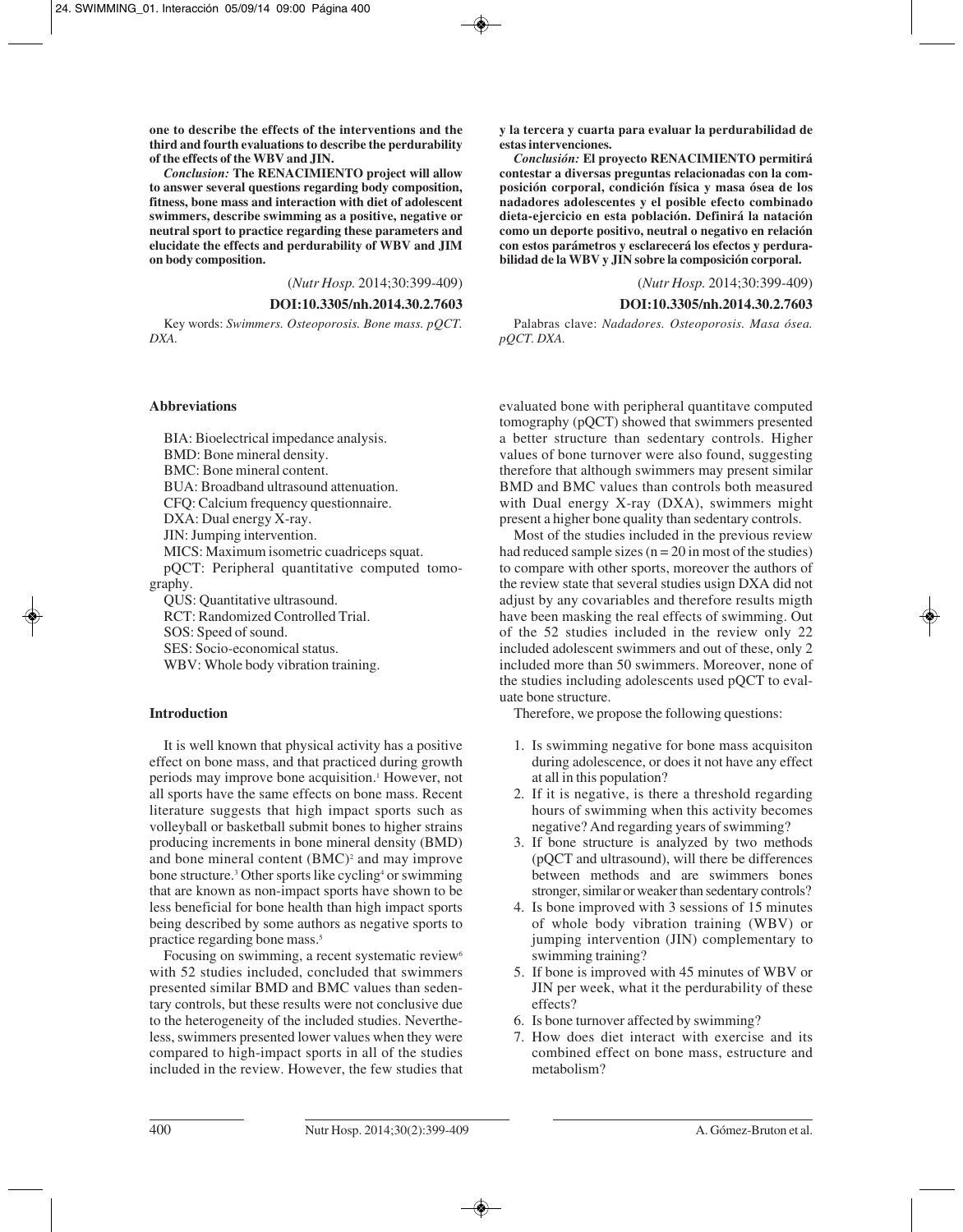**one to describe the effects of the interventions and the third and fourth evaluations to describe the perdurability of the effects of the WBV and JIN.**

***Conclusion:*** **The RENACIMIENTO project will allow to answer several questions regarding body composition, fitness, bone mass and interaction with diet of adolescent swimmers, describe swimming as a positive, negative or neutral sport to practice regarding these parameters and elucidate the effects and perdurability of WBV and JIM on body composition.**

(*Nutr Hosp.* 2014;30:399-409)

**DOI:10.3305/nh.2014.30.2.7603**

Key words: *Swimmers. Osteoporosis. Bone mass. pQCT. DXA.*

**y la tercera y cuarta para evaluar la perdurabilidad de estas intervenciones.**

***Conclusión:*** **El proyecto RENACIMIENTO permitirá contestar a diversas preguntas relacionadas con la composición corporal, condición física y masa ósea de los nadadores adolescentes y el posible efecto combinado dieta-ejercicio en esta población. Definirá la natación como un deporte positivo, neutral o negativo en relación con estos parámetros y esclarecerá los efectos y perdurabilidad de la WBV y JIN sobre la composición corporal.**

(*Nutr Hosp.* 2014;30:399-409)

**DOI:10.3305/nh.2014.30.2.7603**

Palabras clave: *Nadadores. Osteoporosis. Masa ósea. pQCT. DXA.*

### Abbreviations

BIA: Bioelectrical impedance analysis.
BMD: Bone mineral density.
BMC: Bone mineral content.
BUA: Broadband ultrasound attenuation.
CFQ: Calcium frequency questionnaire.
DXA: Dual energy X-ray.
JIN: Jumping intervention.
MICS: Maximum isometric cuadriceps squat.
pQCT: Peripheral quantitative computed tomography.
QUS: Quantitative ultrasound.
RCT: Randomized Controlled Trial.
SOS: Speed of sound.
SES: Socio-economical status.
WBV: Whole body vibration training.

### Introduction

It is well known that physical activity has a positive effect on bone mass, and that practiced during growth periods may improve bone acquisition.[1] However, not all sports have the same effects on bone mass. Recent literature suggests that high impact sports such as volleyball or basketball submit bones to higher strains producing increments in bone mineral density (BMD) and bone mineral content (BMC)[2] and may improve bone structure.[3] Other sports like cycling[4] or swimming that are known as non-impact sports have shown to be less beneficial for bone health than high impact sports being described by some authors as negative sports to practice regarding bone mass.[5]

Focusing on swimming, a recent systematic review[6] with 52 studies included, concluded that swimmers presented similar BMD and BMC values than sedentary controls, but these results were not conclusive due to the heterogeneity of the included studies. Nevertheless, swimmers presented lower values when they were compared to high-impact sports in all of the studies included in the review. However, the few studies that evaluated bone with peripheral quantitave computed tomography (pQCT) showed that swimmers presented a better structure than sedentary controls. Higher values of bone turnover were also found, suggesting therefore that although swimmers may present similar BMD and BMC values than controls both measured with Dual energy X-ray (DXA), swimmers might present a higher bone quality than sedentary controls.

Most of the studies included in the previous review had reduced sample sizes (n = 20 in most of the studies) to compare with other sports, moreover the authors of the review state that several studies usign DXA did not adjust by any covariables and therefore results migth have been masking the real effects of swimming. Out of the 52 studies included in the review only 22 included adolescent swimmers and out of these, only 2 included more than 50 swimmers. Moreover, none of the studies including adolescents used pQCT to evaluate bone structure.

Therefore, we propose the following questions:

1. Is swimming negative for bone mass acquisiton during adolescence, or does it not have any effect at all in this population?
2. If it is negative, is there a threshold regarding hours of swimming when this activity becomes negative? And regarding years of swimming?
3. If bone structure is analyzed by two methods (pQCT and ultrasound), will there be differences between methods and are swimmers bones stronger, similar or weaker than sedentary controls?
4. Is bone improved with 3 sessions of 15 minutes of whole body vibration training (WBV) or jumping intervention (JIN) complementary to swimming training?
5. If bone is improved with 45 minutes of WBV or JIN per week, what it the perdurability of these effects?
6. Is bone turnover affected by swimming?
7. How does diet interact with exercise and its combined effect on bone mass, estructure and metabolism?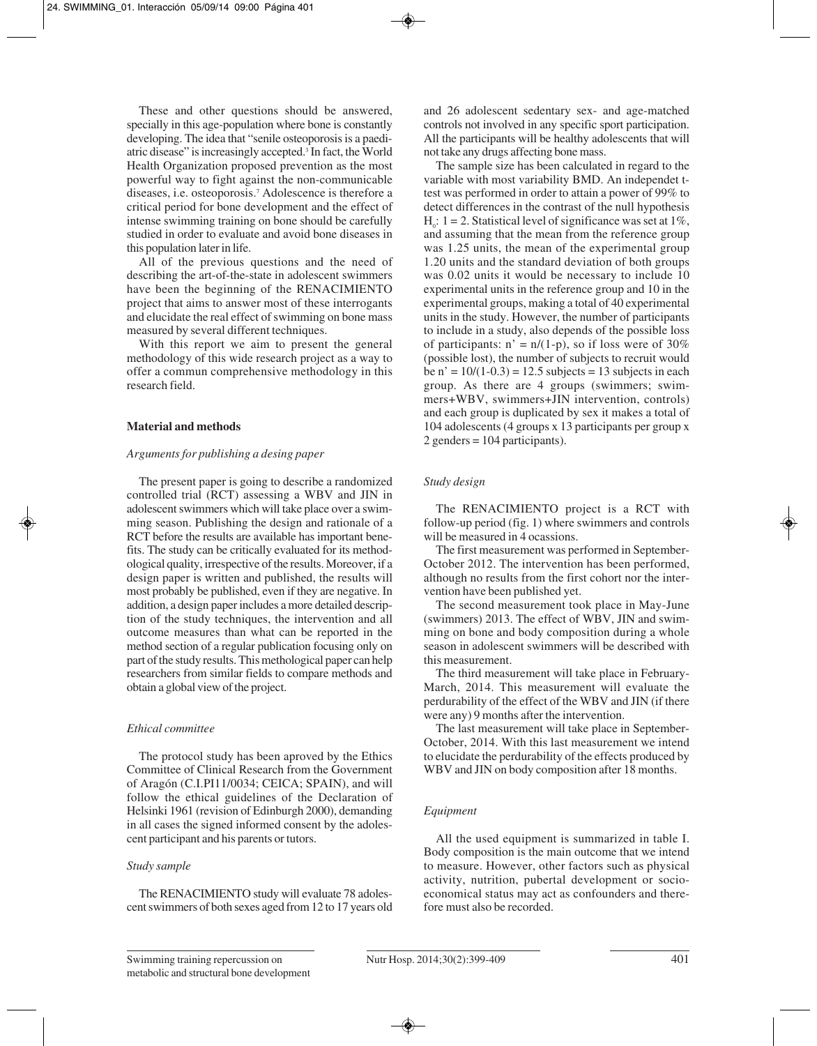These and other questions should be answered, specially in this age-population where bone is constantly developing. The idea that "senile osteoporosis is a paediatric disease" is increasingly accepted.[3] In fact, the World Health Organization proposed prevention as the most powerful way to fight against the non-communicable diseases, i.e. osteoporosis.[7] Adolescence is therefore a critical period for bone development and the effect of intense swimming training on bone should be carefully studied in order to evaluate and avoid bone diseases in this population later in life.

All of the previous questions and the need of describing the art-of-the-state in adolescent swimmers have been the beginning of the RENACIMIENTO project that aims to answer most of these interrogants and elucidate the real effect of swimming on bone mass measured by several different techniques.

With this report we aim to present the general methodology of this wide research project as a way to offer a commun comprehensive methodology in this research field.

## Material and methods

### *Arguments for publishing a desing paper*

The present paper is going to describe a randomized controlled trial (RCT) assessing a WBV and JIN in adolescent swimmers which will take place over a swimming season. Publishing the design and rationale of a RCT before the results are available has important benefits. The study can be critically evaluated for its methodological quality, irrespective of the results. Moreover, if a design paper is written and published, the results will most probably be published, even if they are negative. In addition, a design paper includes a more detailed description of the study techniques, the intervention and all outcome measures than what can be reported in the method section of a regular publication focusing only on part of the study results. This methodological paper can help researchers from similar fields to compare methods and obtain a global view of the project.

### *Ethical committee*

The protocol study has been aproved by the Ethics Committee of Clinical Research from the Government of Aragón (C.I.PI11/0034; CEICA; SPAIN), and will follow the ethical guidelines of the Declaration of Helsinki 1961 (revision of Edinburgh 2000), demanding in all cases the signed informed consent by the adolescent participant and his parents or tutors.

### *Study sample*

The RENACIMIENTO study will evaluate 78 adolescent swimmers of both sexes aged from 12 to 17 years old and 26 adolescent sedentary sex- and age-matched controls not involved in any specific sport participation. All the participants will be healthy adolescents that will not take any drugs affecting bone mass.

The sample size has been calculated in regard to the variable with most variability BMD. An independet t-test was performed in order to attain a power of 99% to detect differences in the contrast of the null hypothesis $H_0$: 1 = 2. Statistical level of significance was set at 1%, and assuming that the mean from the reference group was 1.25 units, the mean of the experimental group 1.20 units and the standard deviation of both groups was 0.02 units it would be necessary to include 10 experimental units in the reference group and 10 in the experimental groups, making a total of 40 experimental units in the study. However, the number of participants to include in a study, also depends of the possible loss of participants: $n' = n/(1-p)$, so if loss were of 30% (possible lost), the number of subjects to recruit would be $n' = 10/(1-0.3) = 12.5$ subjects = 13 subjects in each group. As there are 4 groups (swimmers; swimmers+WBV, swimmers+JIN intervention, controls) and each group is duplicated by sex it makes a total of 104 adolescents (4 groups x 13 participants per group x 2 genders = 104 participants).

### *Study design*

The RENACIMIENTO project is a RCT with follow-up period (fig. 1) where swimmers and controls will be measured in 4 ocassions.

The first measurement was performed in September-October 2012. The intervention has been performed, although no results from the first cohort nor the intervention have been published yet.

The second measurement took place in May-June (swimmers) 2013. The effect of WBV, JIN and swimming on bone and body composition during a whole season in adolescent swimmers will be described with this measurement.

The third measurement will take place in February-March, 2014. This measurement will evaluate the perdurability of the effect of the WBV and JIN (if there were any) 9 months after the intervention.

The last measurement will take place in September-October, 2014. With this last measurement we intend to elucidate the perdurability of the effects produced by WBV and JIN on body composition after 18 months.

### *Equipment*

All the used equipment is summarized in table I. Body composition is the main outcome that we intend to measure. However, other factors such as physical activity, nutrition, pubertal development or socio-economical status may act as confounders and therefore must also be recorded.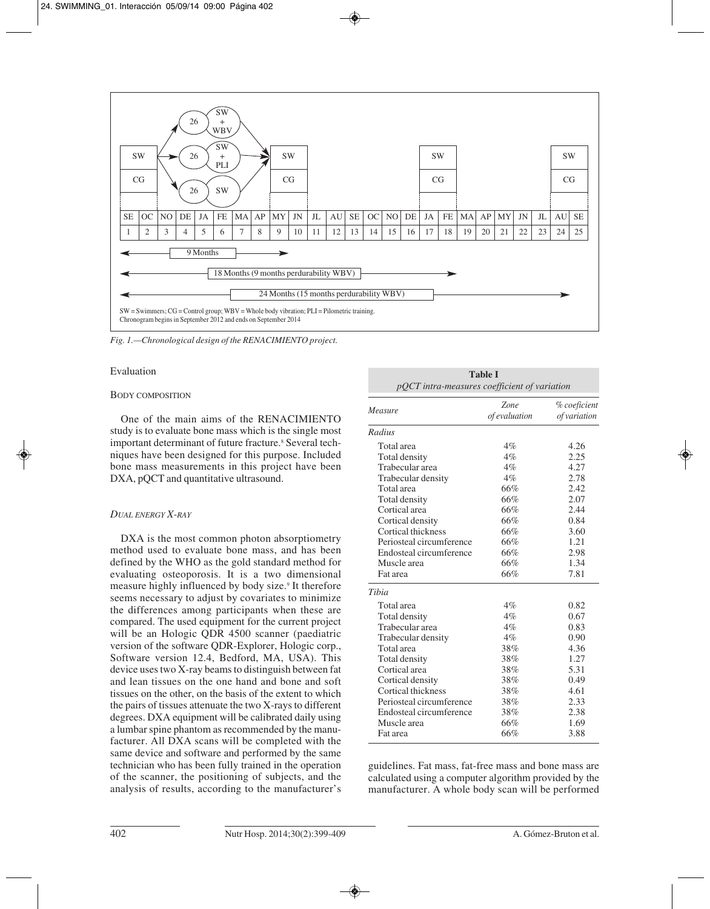*Fig. 1.—Chronological design of the RENACIMIENTO project.*

## Evaluation

### Body composition

One of the main aims of the RENACIMIENTO study is to evaluate bone mass which is the single most important determinant of future fracture.[8] Several techniques have been designed for this purpose. Included bone mass measurements in this project have been DXA, pQCT and quantitative ultrasound.

#### *Dual energy X-ray*

DXA is the most common photon absorptiometry method used to evaluate bone mass, and has been defined by the WHO as the gold standard method for evaluating osteoporosis. It is a two dimensional measure highly influenced by body size.[9] It therefore seems necessary to adjust by covariates to minimize the differences among participants when these are compared. The used equipment for the current project will be an Hologic QDR 4500 scanner (paediatric version of the software QDR-Explorer, Hologic corp., Software version 12.4, Bedford, MA, USA). This device uses two X-ray beams to distinguish between fat and lean tissues on the one hand and bone and soft tissues on the other, on the basis of the extent to which the pairs of tissues attenuate the two X-rays to different degrees. DXA equipment will be calibrated daily using a lumbar spine phantom as recommended by the manufacturer. All DXA scans will be completed with the same device and software and performed by the same technician who has been fully trained in the operation of the scanner, the positioning of subjects, and the analysis of results, according to the manufacturer's guidelines. Fat mass, fat-free mass and bone mass are calculated using a computer algorithm provided by the manufacturer. A whole body scan will be performed

**Table I**
*pQCT intra-measures coefficient of variation*

| *Measure* | *Zone of evaluation* | *% coeficient of variation* |
|---|---|---|
| *Radius* | | |
| Total area | 4% | 4.26 |
| Total density | 4% | 2.25 |
| Trabecular area | 4% | 4.27 |
| Trabecular density | 4% | 2.78 |
| Total area | 66% | 2.42 |
| Total density | 66% | 2.07 |
| Cortical area | 66% | 2.44 |
| Cortical density | 66% | 0.84 |
| Cortical thickness | 66% | 3.60 |
| Periosteal circumference | 66% | 1.21 |
| Endosteal circumference | 66% | 2.98 |
| Muscle area | 66% | 1.34 |
| Fat area | 66% | 7.81 |
| *Tibia* | | |
| Total area | 4% | 0.82 |
| Total density | 4% | 0.67 |
| Trabecular area | 4% | 0.83 |
| Trabecular density | 4% | 0.90 |
| Total area | 38% | 4.36 |
| Total density | 38% | 1.27 |
| Cortical area | 38% | 5.31 |
| Cortical density | 38% | 0.49 |
| Cortical thickness | 38% | 4.61 |
| Periosteal circumference | 38% | 2.33 |
| Endosteal circumference | 38% | 2.38 |
| Muscle area | 66% | 1.69 |
| Fat area | 66% | 3.88 |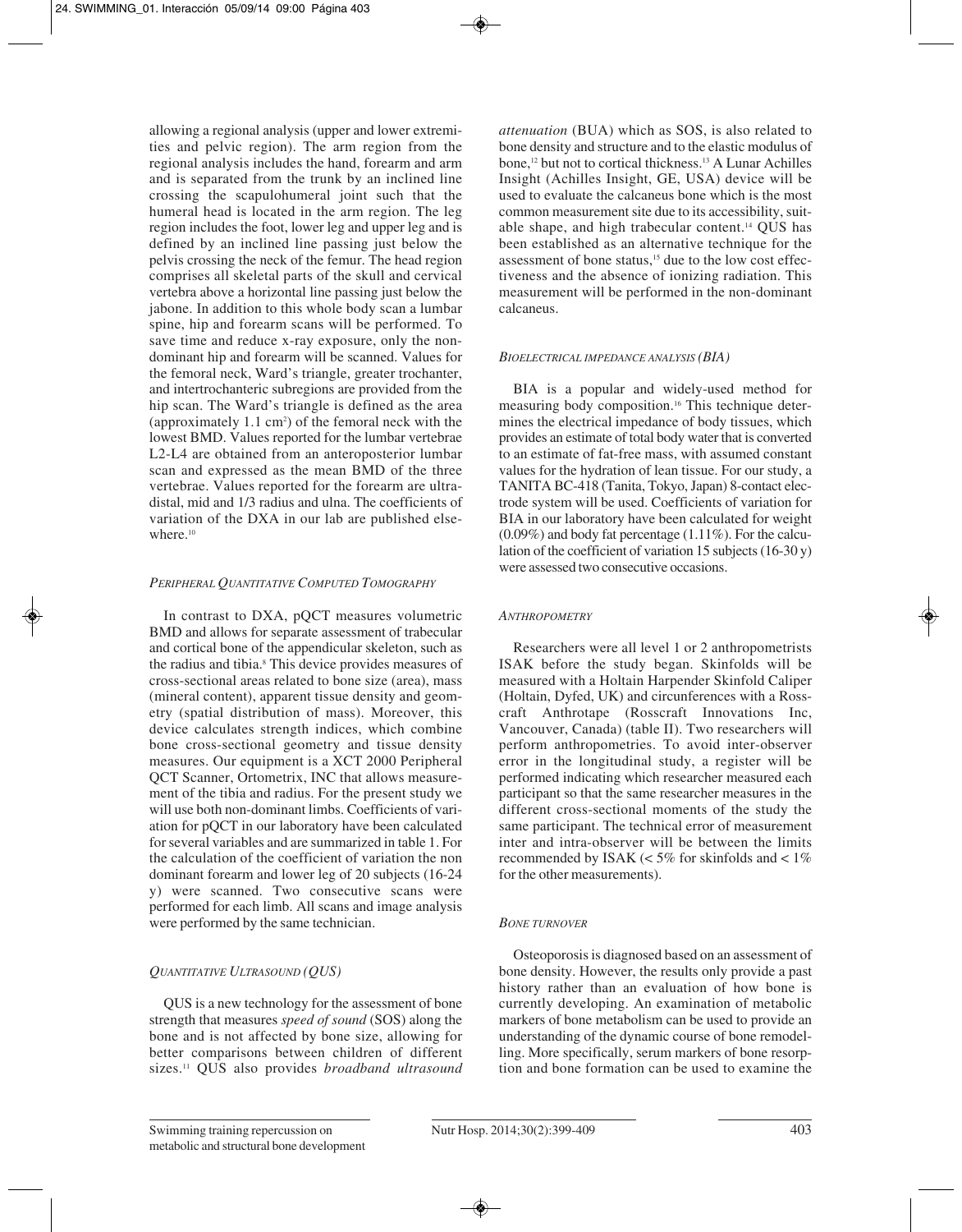allowing a regional analysis (upper and lower extremities and pelvic region). The arm region from the regional analysis includes the hand, forearm and arm and is separated from the trunk by an inclined line crossing the scapulohumeral joint such that the humeral head is located in the arm region. The leg region includes the foot, lower leg and upper leg and is defined by an inclined line passing just below the pelvis crossing the neck of the femur. The head region comprises all skeletal parts of the skull and cervical vertebra above a horizontal line passing just below the jabone. In addition to this whole body scan a lumbar spine, hip and forearm scans will be performed. To save time and reduce x-ray exposure, only the non-dominant hip and forearm will be scanned. Values for the femoral neck, Ward's triangle, greater trochanter, and intertrochanteric subregions are provided from the hip scan. The Ward's triangle is defined as the area (approximately 1.1 $cm^2$) of the femoral neck with the lowest BMD. Values reported for the lumbar vertebrae L2-L4 are obtained from an anteroposterior lumbar scan and expressed as the mean BMD of the three vertebrae. Values reported for the forearm are ultra-distal, mid and 1/3 radius and ulna. The coefficients of variation of the DXA in our lab are published elsewhere.[10]

### *Peripheral Quantitative Computed Tomography*

In contrast to DXA, pQCT measures volumetric BMD and allows for separate assessment of trabecular and cortical bone of the appendicular skeleton, such as the radius and tibia.[8] This device provides measures of cross-sectional areas related to bone size (area), mass (mineral content), apparent tissue density and geometry (spatial distribution of mass). Moreover, this device calculates strength indices, which combine bone cross-sectional geometry and tissue density measures. Our equipment is a XCT 2000 Peripheral QCT Scanner, Ortometrix, INC that allows measurement of the tibia and radius. For the present study we will use both non-dominant limbs. Coefficients of variation for pQCT in our laboratory have been calculated for several variables and are summarized in table 1. For the calculation of the coefficient of variation the non dominant forearm and lower leg of 20 subjects (16-24 y) were scanned. Two consecutive scans were performed for each limb. All scans and image analysis were performed by the same technician.

### *Quantitative Ultrasound (QUS)*

QUS is a new technology for the assessment of bone strength that measures *speed of sound* (SOS) along the bone and is not affected by bone size, allowing for better comparisons between children of different sizes.[11] QUS also provides *broadband ultrasound attenuation* (BUA) which as SOS, is also related to bone density and structure and to the elastic modulus of bone,[12] but not to cortical thickness.[13] A Lunar Achilles Insight (Achilles Insight, GE, USA) device will be used to evaluate the calcaneus bone which is the most common measurement site due to its accessibility, suitable shape, and high trabecular content.[14] QUS has been established as an alternative technique for the assessment of bone status,[15] due to the low cost effectiveness and the absence of ionizing radiation. This measurement will be performed in the non-dominant calcaneus.

### *Bioelectrical impedance analysis (BIA)*

BIA is a popular and widely-used method for measuring body composition.[16] This technique determines the electrical impedance of body tissues, which provides an estimate of total body water that is converted to an estimate of fat-free mass, with assumed constant values for the hydration of lean tissue. For our study, a TANITA BC-418 (Tanita, Tokyo, Japan) 8-contact electrode system will be used. Coefficients of variation for BIA in our laboratory have been calculated for weight (0.09%) and body fat percentage (1.11%). For the calculation of the coefficient of variation 15 subjects (16-30 y) were assessed two consecutive occasions.

### *Anthropometry*

Researchers were all level 1 or 2 anthropometrists ISAK before the study began. Skinfolds will be measured with a Holtain Harpender Skinfold Caliper (Holtain, Dyfed, UK) and circunferences with a Rosscraft Anthrotape (Rosscraft Innovations Inc, Vancouver, Canada) (table II). Two researchers will perform anthropometries. To avoid inter-observer error in the longitudinal study, a register will be performed indicating which researcher measured each participant so that the same researcher measures in the different cross-sectional moments of the study the same participant. The technical error of measurement inter and intra-observer will be between the limits recommended by ISAK (< 5% for skinfolds and < 1% for the other measurements).

### *Bone turnover*

Osteoporosis is diagnosed based on an assessment of bone density. However, the results only provide a past history rather than an evaluation of how bone is currently developing. An examination of metabolic markers of bone metabolism can be used to provide an understanding of the dynamic course of bone remodelling. More specifically, serum markers of bone resorption and bone formation can be used to examine the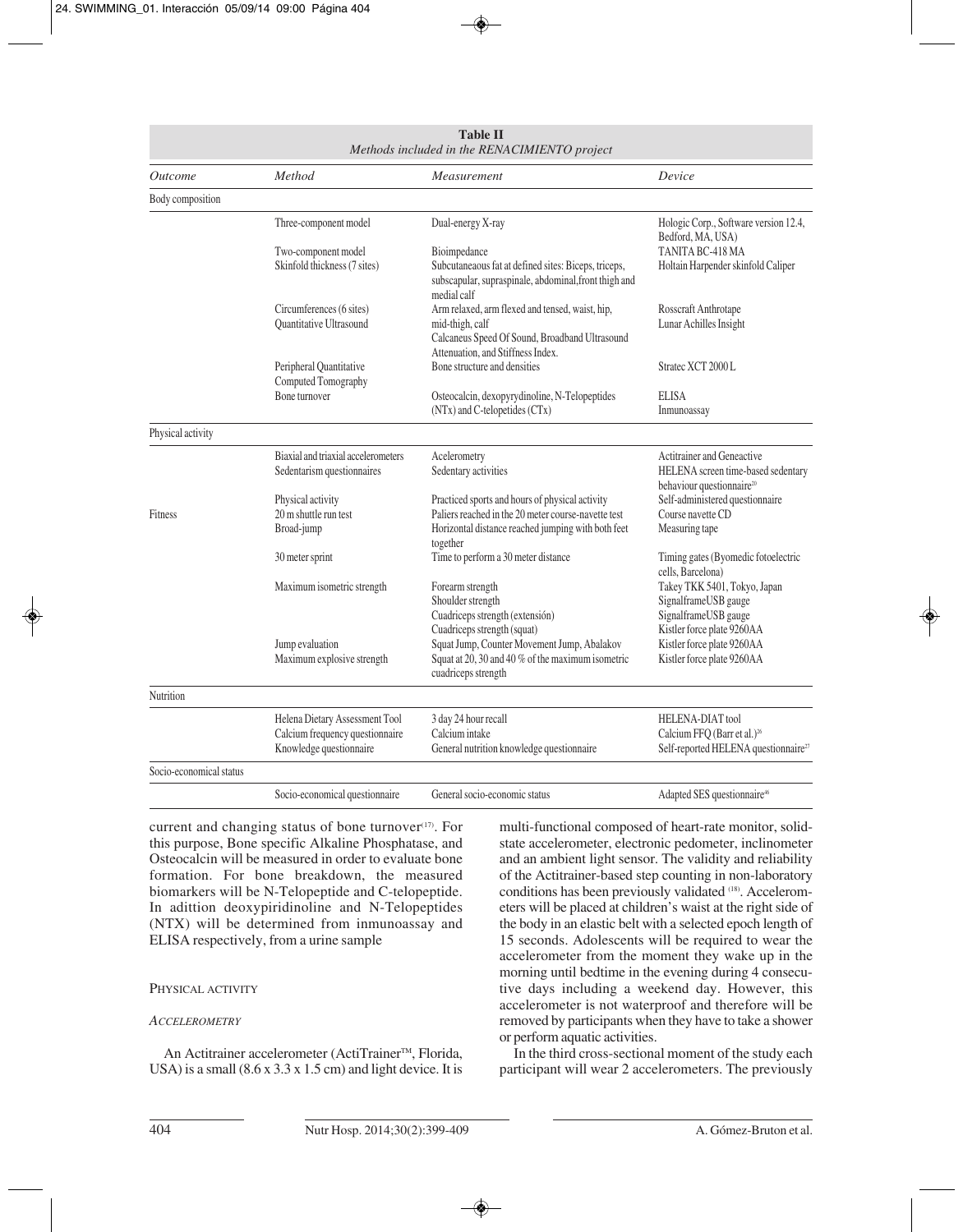**Table II**
*Methods included in the RENACIMIENTO project*

| *Outcome* | *Method* | *Measurement* | *Device* |
|---|---|---|---|
| Body composition | | | |
| | Three-component model | Dual-energy X-ray | Hologic Corp., Software version 12.4, Bedford, MA, USA) |
| | Two-component model | Bioimpedance | TANITA BC-418 MA |
| | Skinfold thickness (7 sites) | Subcutaneaous fat at defined sites: Biceps, triceps, subscapular, supraspinale, abdominal,front thigh and medial calf | Holtain Harpender skinfold Caliper |
| | Circumferences (6 sites) | Arm relaxed, arm flexed and tensed, waist, hip, mid-thigh, calf | Rosscraft Anthrotape |
| | Quantitative Ultrasound | Calcaneus Speed Of Sound, Broadband Ultrasound Attenuation, and Stiffness Index. | Lunar Achilles Insight |
| | Peripheral Quantitative Computed Tomography | Bone structure and densities | Stratec XCT 2000 L |
| | Bone turnover | Osteocalcin, dexopyrydinoline, N-Telopeptides (NTx) and C-telopetides (CTx) | ELISA<br>Inmunoassay |
| Physical activity | | | |
| | Biaxial and triaxial accelerometers | Acelerometry | Actitrainer and Geneactive |
| | Sedentarism questionnaires | Sedentary activities | HELENA screen time-based sedentary behaviour questionnaire[20] |
| | Physical activity | Practiced sports and hours of physical activity | Self-administered questionnaire |
| Fitness | 20 m shuttle run test | Paliers reached in the 20 meter course-navette test | Course navette CD |
| | Broad-jump | Horizontal distance reached jumping with both feet together | Measuring tape |
| | 30 meter sprint | Time to perform a 30 meter distance | Timing gates (Byomedic fotoelectric cells, Barcelona) |
| | Maximum isometric strength | Forearm strength<br>Shoulder strength<br>Cuadriceps strength (extensión)<br>Cuadriceps strength (squat) | Takey TKK 5401, Tokyo, Japan<br>SignalframeUSB gauge<br>SignalframeUSB gauge<br>Kistler force plate 9260AA |
| | Jump evaluation | Squat Jump, Counter Movement Jump, Abalakov | Kistler force plate 9260AA |
| | Maximum explosive strength | Squat at 20, 30 and 40 % of the maximum isometric cuadriceps strength | Kistler force plate 9260AA |
| Nutrition | | | |
| | Helena Dietary Assessment Tool | 3 day 24 hour recall | HELENA-DIAT tool |
| | Calcium frequency questionnaire | Calcium intake | Calcium FFQ (Barr et al.)[26] |
| | Knowledge questionnaire | General nutrition knowledge questionnaire | Self-reported HELENA questionnaire[27] |
| Socio-economical status | | | |
| | Socio-economical questionnaire | General socio-economic status | Adapted SES questionnaire[46] |

current and changing status of bone turnover[17]. For this purpose, Bone specific Alkaline Phosphatase, and Osteocalcin will be measured in order to evaluate bone formation. For bone breakdown, the measured biomarkers will be N-Telopeptide and C-telopeptide. In adittion deoxypiridinoline and N-Telopeptides (NTX) will be determined from inmunoassay and ELISA respectively, from a urine sample

### Physical activity

#### *Accelerometry*

An Actitrainer accelerometer (ActiTrainer™, Florida, USA) is a small (8.6 x 3.3 x 1.5 cm) and light device. It is multi-functional composed of heart-rate monitor, solid-state accelerometer, electronic pedometer, inclinometer and an ambient light sensor. The validity and reliability of the Actitrainer-based step counting in non-laboratory conditions has been previously validated [18]. Accelerometers will be placed at children's waist at the right side of the body in an elastic belt with a selected epoch length of 15 seconds. Adolescents will be required to wear the accelerometer from the moment they wake up in the morning until bedtime in the evening during 4 consecutive days including a weekend day. However, this accelerometer is not waterproof and therefore will be removed by participants when they have to take a shower or perform aquatic activities.

In the third cross-sectional moment of the study each participant will wear 2 accelerometers. The previously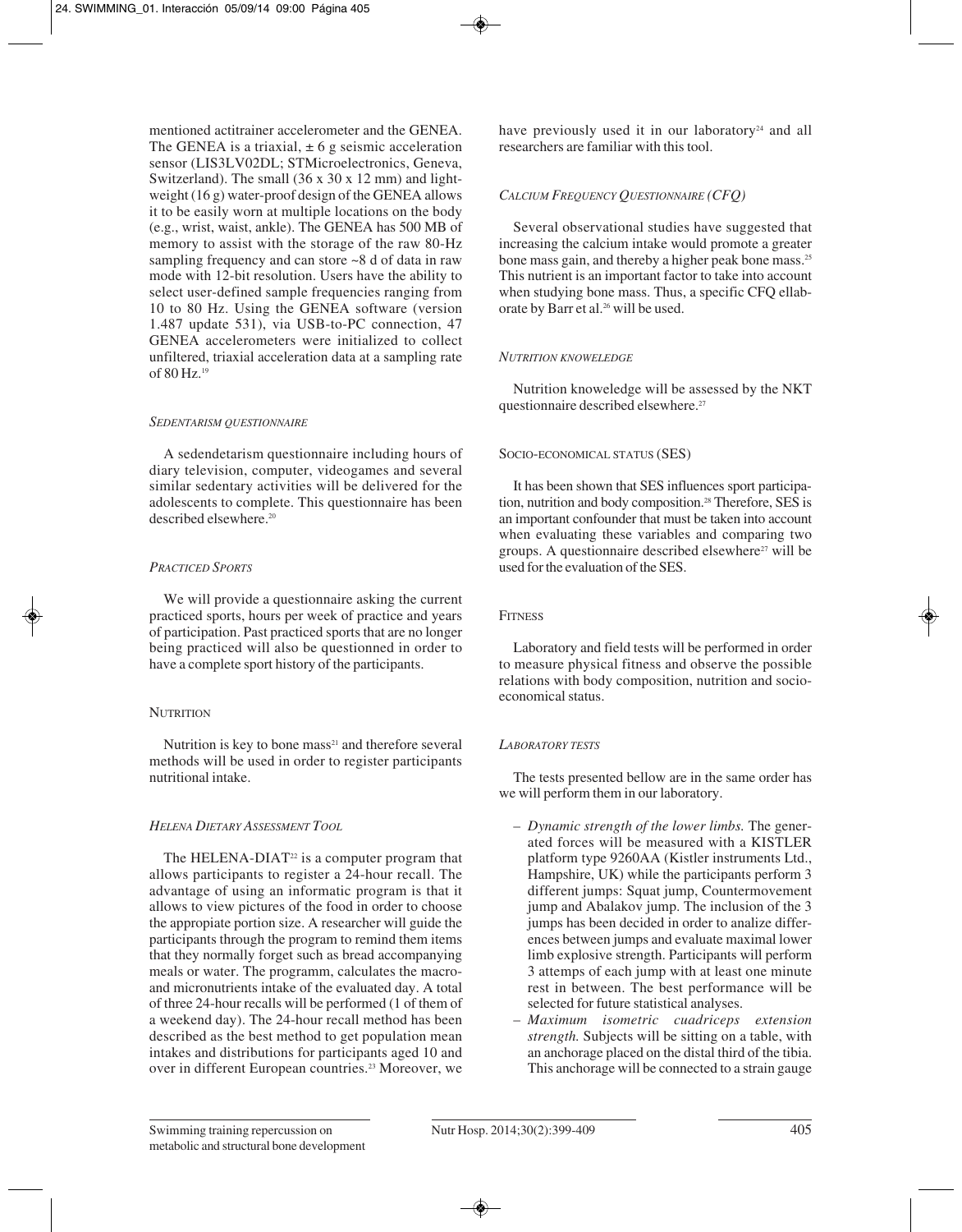mentioned actitrainer accelerometer and the GENEA. The GENEA is a triaxial, ± 6 g seismic acceleration sensor (LIS3LV02DL; STMicroelectronics, Geneva, Switzerland). The small (36 x 30 x 12 mm) and lightweight (16 g) water-proof design of the GENEA allows it to be easily worn at multiple locations on the body (e.g., wrist, waist, ankle). The GENEA has 500 MB of memory to assist with the storage of the raw 80-Hz sampling frequency and can store ~8 d of data in raw mode with 12-bit resolution. Users have the ability to select user-defined sample frequencies ranging from 10 to 80 Hz. Using the GENEA software (version 1.487 update 531), via USB-to-PC connection, 47 GENEA accelerometers were initialized to collect unfiltered, triaxial acceleration data at a sampling rate of 80 Hz.[19]

### *Sedentarism questionnaire*

A sedendetarism questionnaire including hours of diary television, computer, videogames and several similar sedentary activities will be delivered for the adolescents to complete. This questionnaire has been described elsewhere.[20]

### *Practiced Sports*

We will provide a questionnaire asking the current practiced sports, hours per week of practice and years of participation. Past practiced sports that are no longer being practiced will also be questionned in order to have a complete sport history of the participants.

## Nutrition

Nutrition is key to bone mass[21] and therefore several methods will be used in order to register participants nutritional intake.

### *HELENA Dietary Assessment Tool*

The HELENA-DIAT[22] is a computer program that allows participants to register a 24-hour recall. The advantage of using an informatic program is that it allows to view pictures of the food in order to choose the appropiate portion size. A researcher will guide the participants through the program to remind them items that they normally forget such as bread accompanying meals or water. The programm, calculates the macro- and micronutrients intake of the evaluated day. A total of three 24-hour recalls will be performed (1 of them of a weekend day). The 24-hour recall method has been described as the best method to get population mean intakes and distributions for participants aged 10 and over in different European countries.[23] Moreover, we have previously used it in our laboratory[24] and all researchers are familiar with this tool.

### *Calcium Frequency Questionnaire (CFQ)*

Several observational studies have suggested that increasing the calcium intake would promote a greater bone mass gain, and thereby a higher peak bone mass.[25] This nutrient is an important factor to take into account when studying bone mass. Thus, a specific CFQ ellaborate by Barr et al.[26] will be used.

### *Nutrition knoweledge*

Nutrition knoweledge will be assessed by the NKT questionnaire described elsewhere.[27]

## Socio-economical status (SES)

It has been shown that SES influences sport participation, nutrition and body composition.[28] Therefore, SES is an important confounder that must be taken into account when evaluating these variables and comparing two groups. A questionnaire described elsewhere[27] will be used for the evaluation of the SES.

## Fitness

Laboratory and field tests will be performed in order to measure physical fitness and observe the possible relations with body composition, nutrition and socio-economical status.

### *Laboratory tests*

The tests presented bellow are in the same order has we will perform them in our laboratory.

– *Dynamic strength of the lower limbs.* The generated forces will be measured with a KISTLER platform type 9260AA (Kistler instruments Ltd., Hampshire, UK) while the participants perform 3 different jumps: Squat jump, Countermovement jump and Abalakov jump. The inclusion of the 3 jumps has been decided in order to analize differences between jumps and evaluate maximal lower limb explosive strength. Participants will perform 3 attemps of each jump with at least one minute rest in between. The best performance will be selected for future statistical analyses.

– *Maximum isometric cuadriceps extension strength.* Subjects will be sitting on a table, with an anchorage placed on the distal third of the tibia. This anchorage will be connected to a strain gauge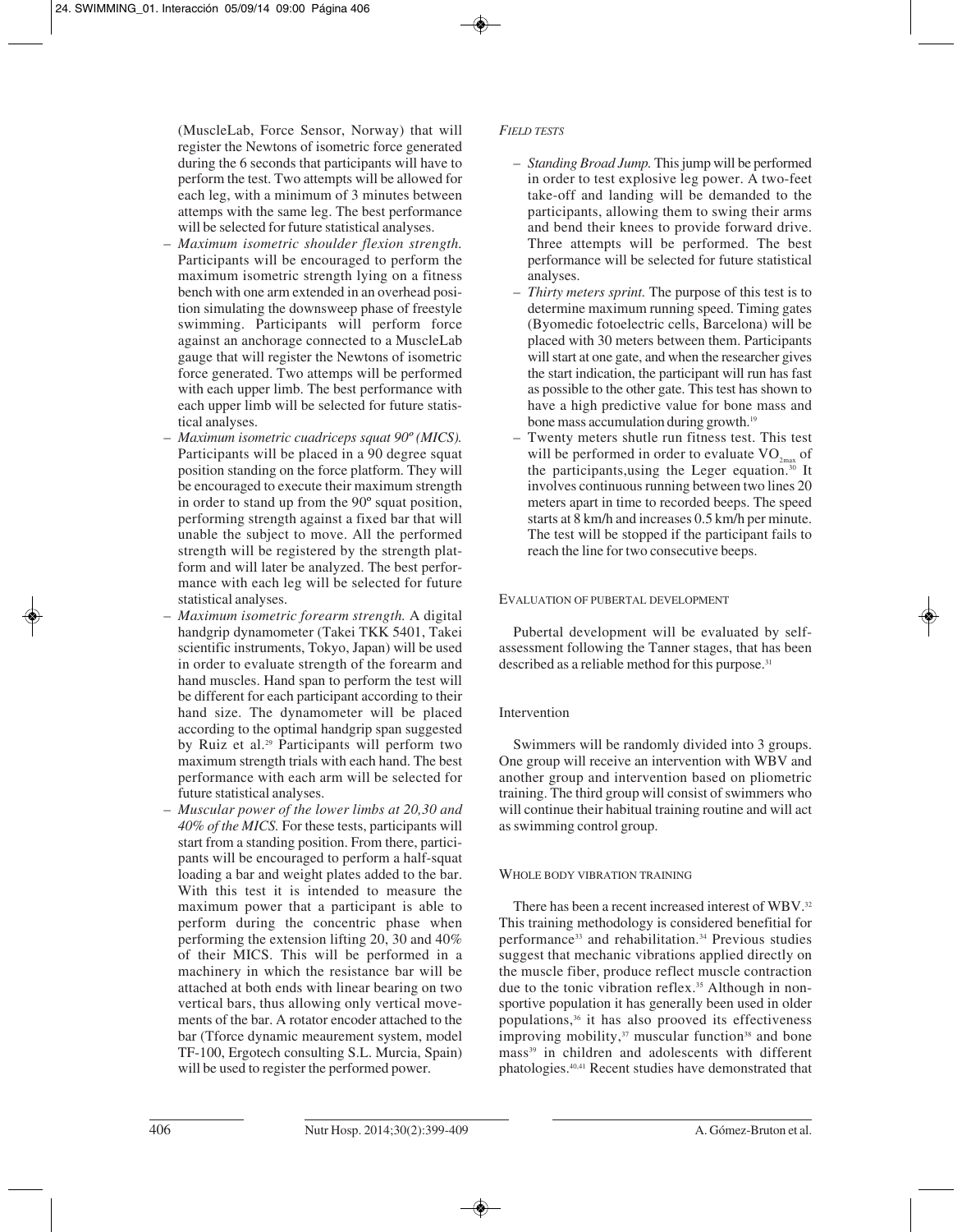(MuscleLab, Force Sensor, Norway) that will register the Newtons of isometric force generated during the 6 seconds that participants will have to perform the test. Two attempts will be allowed for each leg, with a minimum of 3 minutes between attemps with the same leg. The best performance will be selected for future statistical analyses.

- *Maximum isometric shoulder flexion strength.* Participants will be encouraged to perform the maximum isometric strength lying on a fitness bench with one arm extended in an overhead position simulating the downsweep phase of freestyle swimming. Participants will perform force against an anchorage connected to a MuscleLab gauge that will register the Newtons of isometric force generated. Two attemps will be performed with each upper limb. The best performance with each upper limb will be selected for future statistical analyses.
- *Maximum isometric cuadriceps squat 90º (MICS).* Participants will be placed in a 90 degree squat position standing on the force platform. They will be encouraged to execute their maximum strength in order to stand up from the 90º squat position, performing strength against a fixed bar that will unable the subject to move. All the performed strength will be registered by the strength platform and will later be analyzed. The best performance with each leg will be selected for future statistical analyses.
- *Maximum isometric forearm strength.* A digital handgrip dynamometer (Takei TKK 5401, Takei scientific instruments, Tokyo, Japan) will be used in order to evaluate strength of the forearm and hand muscles. Hand span to perform the test will be different for each participant according to their hand size. The dynamometer will be placed according to the optimal handgrip span suggested by Ruiz et al.[29] Participants will perform two maximum strength trials with each hand. The best performance with each arm will be selected for future statistical analyses.
- *Muscular power of the lower limbs at 20,30 and 40% of the MICS.* For these tests, participants will start from a standing position. From there, participants will be encouraged to perform a half-squat loading a bar and weight plates added to the bar. With this test it is intended to measure the maximum power that a participant is able to perform during the concentric phase when performing the extension lifting 20, 30 and 40% of their MICS. This will be performed in a machinery in which the resistance bar will be attached at both ends with linear bearing on two vertical bars, thus allowing only vertical movements of the bar. A rotator encoder attached to the bar (Tforce dynamic meaurement system, model TF-100, Ergotech consulting S.L. Murcia, Spain) will be used to register the performed power.

*FIELD TESTS*

- *Standing Broad Jump.* This jump will be performed in order to test explosive leg power. A two-feet take-off and landing will be demanded to the participants, allowing them to swing their arms and bend their knees to provide forward drive. Three attempts will be performed. The best performance will be selected for future statistical analyses.
- *Thirty meters sprint.* The purpose of this test is to determine maximum running speed. Timing gates (Byomedic fotoelectric cells, Barcelona) will be placed with 30 meters between them. Participants will start at one gate, and when the researcher gives the start indication, the participant will run has fast as possible to the other gate. This test has shown to have a high predictive value for bone mass and bone mass accumulation during growth.[19]
- Twenty meters shutle run fitness test. This test will be performed in order to evaluate $VO_{2max}$ of the participants,using the Leger equation.[30] It involves continuous running between two lines 20 meters apart in time to recorded beeps. The speed starts at 8 km/h and increases 0.5 km/h per minute. The test will be stopped if the participant fails to reach the line for two consecutive beeps.

EVALUATION OF PUBERTAL DEVELOPMENT

Pubertal development will be evaluated by self-assessment following the Tanner stages, that has been described as a reliable method for this purpose.[31]

## Intervention

Swimmers will be randomly divided into 3 groups. One group will receive an intervention with WBV and another group and intervention based on pliometric training. The third group will consist of swimmers who will continue their habitual training routine and will act as swimming control group.

WHOLE BODY VIBRATION TRAINING

There has been a recent increased interest of WBV.[32] This training methodology is considered benefitial for performance[33] and rehabilitation.[34] Previous studies suggest that mechanic vibrations applied directly on the muscle fiber, produce reflect muscle contraction due to the tonic vibration reflex.[35] Although in non-sportive population it has generally been used in older populations,[36] it has also prooved its effectiveness improving mobility,[37] muscular function[38] and bone mass[39] in children and adolescents with different phatologies.[40,41] Recent studies have demonstrated that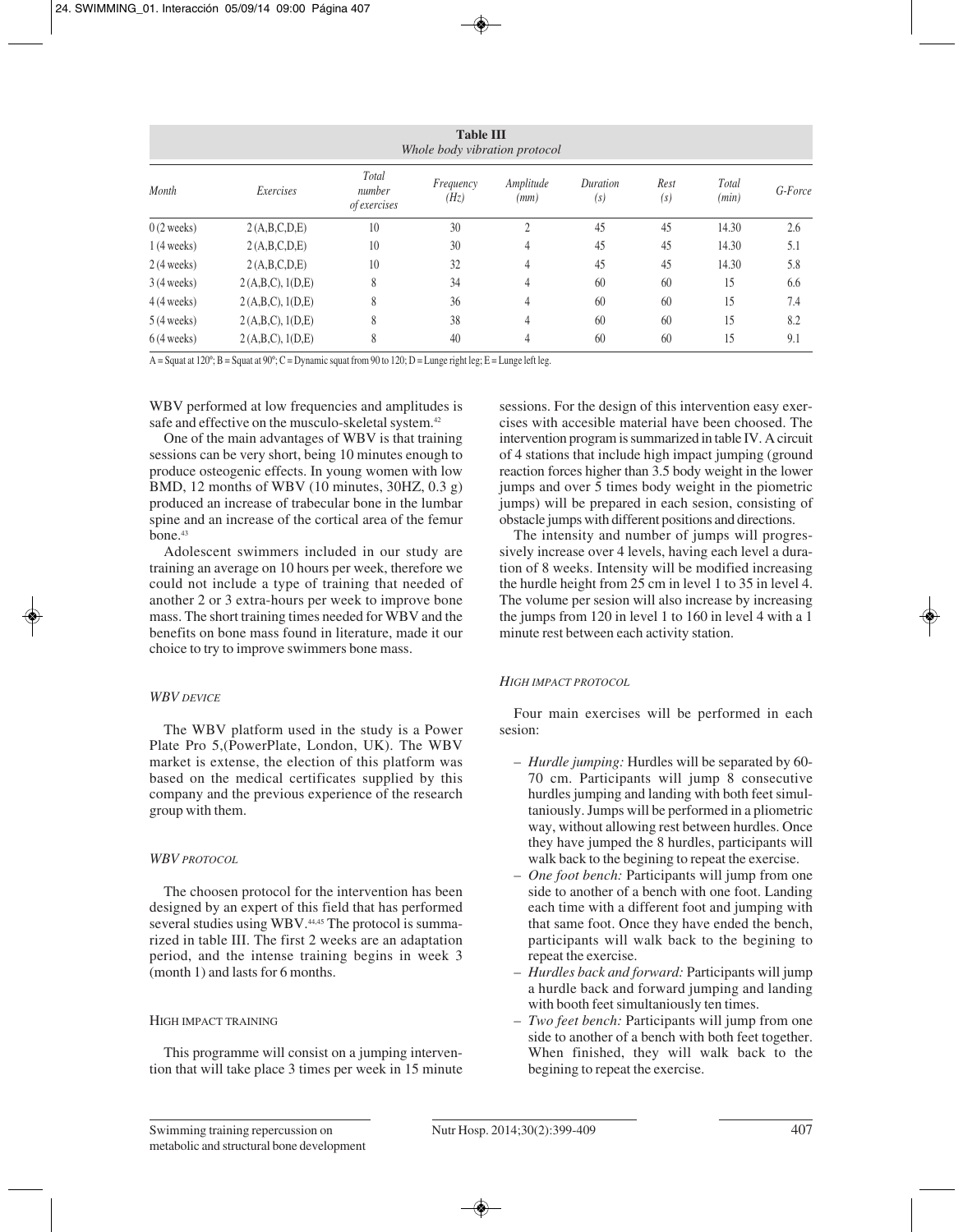**Table III**
*Whole body vibration protocol*

| Month | Exercises | Total number of exercises | Frequency (Hz) | Amplitude (mm) | Duration (s) | Rest (s) | Total (min) | G-Force |
|---|---|---|---|---|---|---|---|---|
| 0 (2 weeks) | 2 (A,B,C,D,E) | 10 | 30 | 2 | 45 | 45 | 14.30 | 2.6 |
| 1 (4 weeks) | 2 (A,B,C,D,E) | 10 | 30 | 4 | 45 | 45 | 14.30 | 5.1 |
| 2 (4 weeks) | 2 (A,B,C,D,E) | 10 | 32 | 4 | 45 | 45 | 14.30 | 5.8 |
| 3 (4 weeks) | 2 (A,B,C), 1(D,E) | 8 | 34 | 4 | 60 | 60 | 15 | 6.6 |
| 4 (4 weeks) | 2 (A,B,C), 1(D,E) | 8 | 36 | 4 | 60 | 60 | 15 | 7.4 |
| 5 (4 weeks) | 2 (A,B,C), 1(D,E) | 8 | 38 | 4 | 60 | 60 | 15 | 8.2 |
| 6 (4 weeks) | 2 (A,B,C), 1(D,E) | 8 | 40 | 4 | 60 | 60 | 15 | 9.1 |

A = Squat at 120º; B = Squat at 90º; C = Dynamic squat from 90 to 120; D = Lunge right leg; E = Lunge left leg.

WBV performed at low frequencies and amplitudes is safe and effective on the musculo-skeletal system.[42]

One of the main advantages of WBV is that training sessions can be very short, being 10 minutes enough to produce osteogenic effects. In young women with low BMD, 12 months of WBV (10 minutes, 30HZ, 0.3 g) produced an increase of trabecular bone in the lumbar spine and an increase of the cortical area of the femur bone.[43]

Adolescent swimmers included in our study are training an average on 10 hours per week, therefore we could not include a type of training that needed of another 2 or 3 extra-hours per week to improve bone mass. The short training times needed for WBV and the benefits on bone mass found in literature, made it our choice to try to improve swimmers bone mass.

#### *WBV device*

The WBV platform used in the study is a Power Plate Pro 5,(PowerPlate, London, UK). The WBV market is extense, the election of this platform was based on the medical certificates supplied by this company and the previous experience of the research group with them.

#### *WBV protocol*

The choosen protocol for the intervention has been designed by an expert of this field that has performed several studies using WBV.[44,45] The protocol is summarized in table III. The first 2 weeks are an adaptation period, and the intense training begins in week 3 (month 1) and lasts for 6 months.

### High impact training

This programme will consist on a jumping intervention that will take place 3 times per week in 15 minute sessions. For the design of this intervention easy exercises with accesible material have been choosed. The intervention program is summarized in table IV. A circuit of 4 stations that include high impact jumping (ground reaction forces higher than 3.5 body weight in the lower jumps and over 5 times body weight in the piometric jumps) will be prepared in each sesion, consisting of obstacle jumps with different positions and directions.

The intensity and number of jumps will progressively increase over 4 levels, having each level a duration of 8 weeks. Intensity will be modified increasing the hurdle height from 25 cm in level 1 to 35 in level 4. The volume per sesion will also increase by increasing the jumps from 120 in level 1 to 160 in level 4 with a 1 minute rest between each activity station.

#### *High impact protocol*

Four main exercises will be performed in each sesion:

- *Hurdle jumping:* Hurdles will be separated by 60-70 cm. Participants will jump 8 consecutive hurdles jumping and landing with both feet simultaniously. Jumps will be performed in a pliometric way, without allowing rest between hurdles. Once they have jumped the 8 hurdles, participants will walk back to the begining to repeat the exercise.
- *One foot bench:* Participants will jump from one side to another of a bench with one foot. Landing each time with a different foot and jumping with that same foot. Once they have ended the bench, participants will walk back to the begining to repeat the exercise.
- *Hurdles back and forward:* Participants will jump a hurdle back and forward jumping and landing with booth feet simultaniously ten times.
- *Two feet bench:* Participants will jump from one side to another of a bench with both feet together. When finished, they will walk back to the begining to repeat the exercise.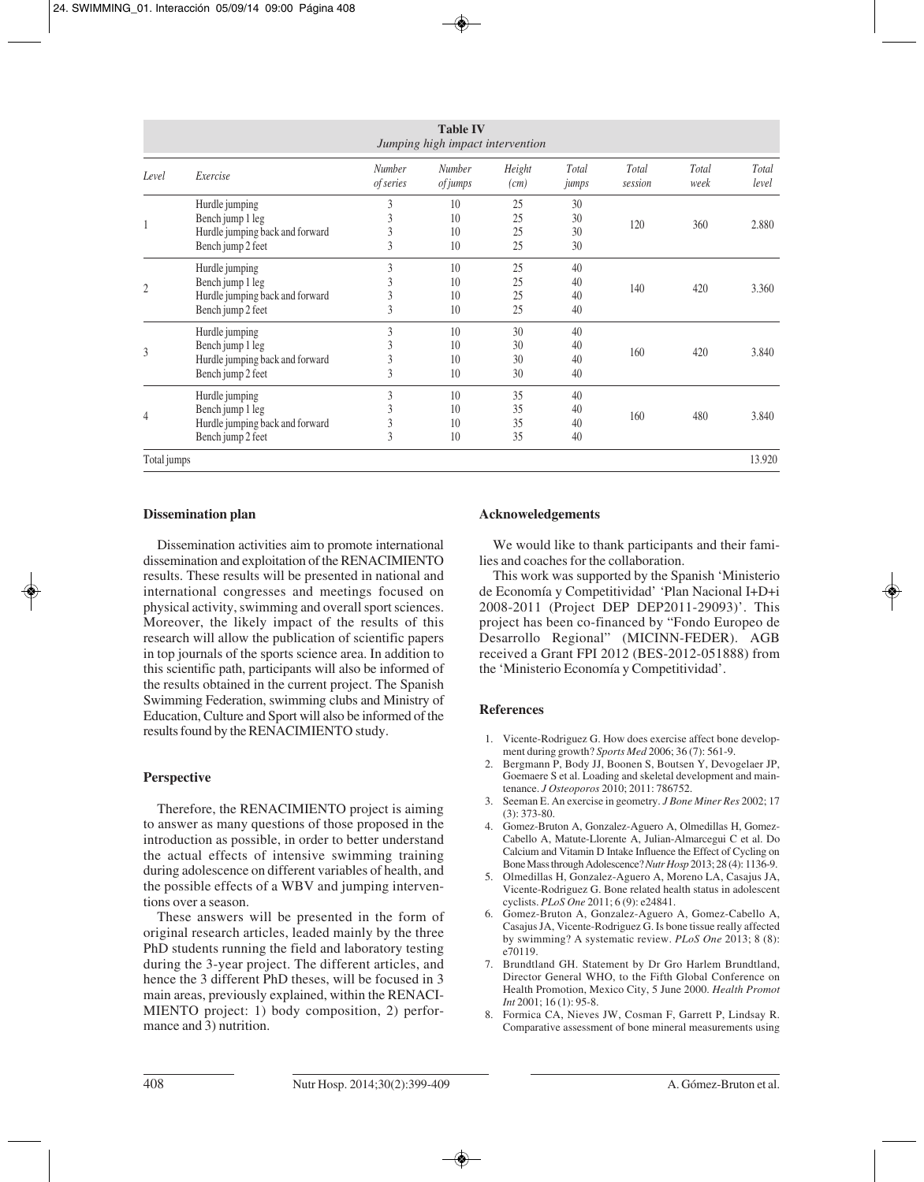**Table IV**
*Jumping high impact intervention*

| Level | Exercise | Number of series | Number of jumps | Height (cm) | Total jumps | Total session | Total week | Total level |
|---|---|---|---|---|---|---|---|---|
| 1 | Hurdle jumping | 3 | 10 | 25 | 30 | 120 | 360 | 2.880 |
| | Bench jump 1 leg | 3 | 10 | 25 | 30 | | | |
| | Hurdle jumping back and forward | 3 | 10 | 25 | 30 | | | |
| | Bench jump 2 feet | 3 | 10 | 25 | 30 | | | |
| 2 | Hurdle jumping | 3 | 10 | 25 | 40 | 140 | 420 | 3.360 |
| | Bench jump 1 leg | 3 | 10 | 25 | 40 | | | |
| | Hurdle jumping back and forward | 3 | 10 | 25 | 40 | | | |
| | Bench jump 2 feet | 3 | 10 | 25 | 40 | | | |
| 3 | Hurdle jumping | 3 | 10 | 30 | 40 | 160 | 420 | 3.840 |
| | Bench jump 1 leg | 3 | 10 | 30 | 40 | | | |
| | Hurdle jumping back and forward | 3 | 10 | 30 | 40 | | | |
| | Bench jump 2 feet | 3 | 10 | 30 | 40 | | | |
| 4 | Hurdle jumping | 3 | 10 | 35 | 40 | 160 | 480 | 3.840 |
| | Bench jump 1 leg | 3 | 10 | 35 | 40 | | | |
| | Hurdle jumping back and forward | 3 | 10 | 35 | 40 | | | |
| | Bench jump 2 feet | 3 | 10 | 35 | 40 | | | |
| Total jumps | | | | | | | | 13.920 |

### Dissemination plan

Dissemination activities aim to promote international dissemination and exploitation of the RENACIMIENTO results. These results will be presented in national and international congresses and meetings focused on physical activity, swimming and overall sport sciences. Moreover, the likely impact of the results of this research will allow the publication of scientific papers in top journals of the sports science area. In addition to this scientific path, participants will also be informed of the results obtained in the current project. The Spanish Swimming Federation, swimming clubs and Ministry of Education, Culture and Sport will also be informed of the results found by the RENACIMIENTO study.

### Perspective

Therefore, the RENACIMIENTO project is aiming to answer as many questions of those proposed in the introduction as possible, in order to better understand the actual effects of intensive swimming training during adolescence on different variables of health, and the possible effects of a WBV and jumping interventions over a season.

These answers will be presented in the form of original research articles, leaded mainly by the three PhD students running the field and laboratory testing during the 3-year project. The different articles, and hence the 3 different PhD theses, will be focused in 3 main areas, previously explained, within the RENACIMIENTO project: 1) body composition, 2) performance and 3) nutrition.

### Acknoweledgements

We would like to thank participants and their families and coaches for the collaboration.

This work was supported by the Spanish 'Ministerio de Economía y Competitividad' 'Plan Nacional I+D+i 2008-2011 (Project DEP DEP2011-29093)'. This project has been co-financed by "Fondo Europeo de Desarrollo Regional" (MICINN-FEDER). AGB received a Grant FPI 2012 (BES-2012-051888) from the 'Ministerio Economía y Competitividad'.

### References

1. Vicente-Rodriguez G. How does exercise affect bone development during growth? *Sports Med* 2006; 36 (7): 561-9.
2. Bergmann P, Body JJ, Boonen S, Boutsen Y, Devogelaer JP, Goemaere S et al. Loading and skeletal development and maintenance. *J Osteoporos* 2010; 2011: 786752.
3. Seeman E. An exercise in geometry. *J Bone Miner Res* 2002; 17 (3): 373-80.
4. Gomez-Bruton A, Gonzalez-Aguero A, Olmedillas H, Gomez-Cabello A, Matute-Llorente A, Julian-Almarcegui C et al. Do Calcium and Vitamin D Intake Influence the Effect of Cycling on Bone Mass through Adolescence? *Nutr Hosp* 2013; 28 (4): 1136-9.
5. Olmedillas H, Gonzalez-Aguero A, Moreno LA, Casajus JA, Vicente-Rodriguez G. Bone related health status in adolescent cyclists. *PLoS One* 2011; 6 (9): e24841.
6. Gomez-Bruton A, Gonzalez-Aguero A, Gomez-Cabello A, Casajus JA, Vicente-Rodriguez G. Is bone tissue really affected by swimming? A systematic review. *PLoS One* 2013; 8 (8): e70119.
7. Brundtland GH. Statement by Dr Gro Harlem Brundtland, Director General WHO, to the Fifth Global Conference on Health Promotion, Mexico City, 5 June 2000. *Health Promot Int* 2001; 16 (1): 95-8.
8. Formica CA, Nieves JW, Cosman F, Garrett P, Lindsay R. Comparative assessment of bone mineral measurements using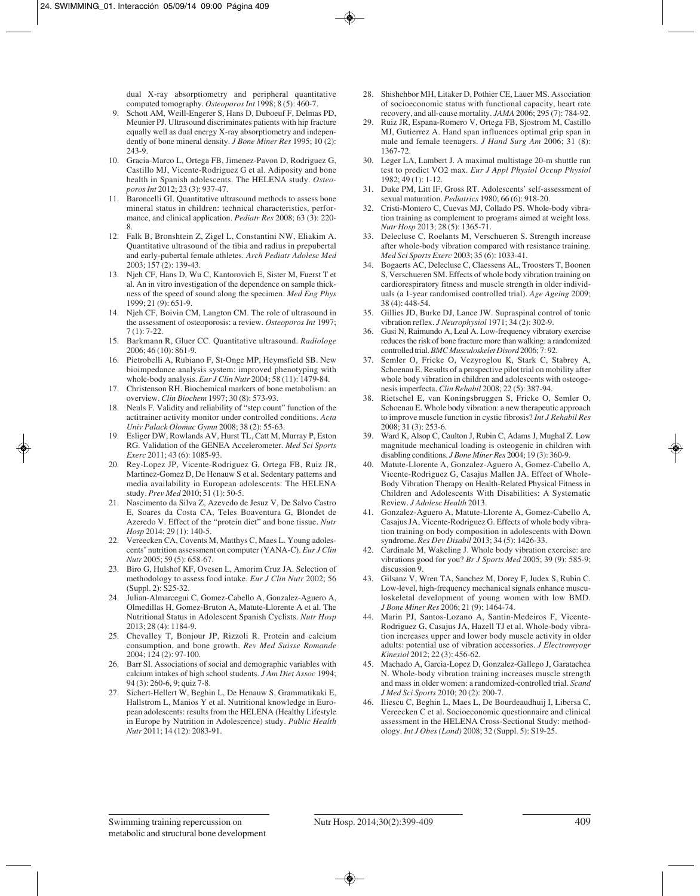dual X-ray absorptiometry and peripheral quantitative computed tomography. *Osteoporos Int* 1998; 8 (5): 460-7.

9. Schott AM, Weill-Engerer S, Hans D, Duboeuf F, Delmas PD, Meunier PJ. Ultrasound discriminates patients with hip fracture equally well as dual energy X-ray absorptiometry and independently of bone mineral density. *J Bone Miner Res* 1995; 10 (2): 243-9.
10. Gracia-Marco L, Ortega FB, Jimenez-Pavon D, Rodriguez G, Castillo MJ, Vicente-Rodriguez G et al. Adiposity and bone health in Spanish adolescents. The HELENA study. *Osteoporos Int* 2012; 23 (3): 937-47.
11. Baroncelli GI. Quantitative ultrasound methods to assess bone mineral status in children: technical characteristics, performance, and clinical application. *Pediatr Res* 2008; 63 (3): 220-8.
12. Falk B, Bronshtein Z, Zigel L, Constantini NW, Eliakim A. Quantitative ultrasound of the tibia and radius in prepubertal and early-pubertal female athletes. *Arch Pediatr Adolesc Med* 2003; 157 (2): 139-43.
13. Njeh CF, Hans D, Wu C, Kantorovich E, Sister M, Fuerst T et al. An in vitro investigation of the dependence on sample thickness of the speed of sound along the specimen. *Med Eng Phys* 1999; 21 (9): 651-9.
14. Njeh CF, Boivin CM, Langton CM. The role of ultrasound in the assessment of osteoporosis: a review. *Osteoporos Int* 1997; 7 (1): 7-22.
15. Barkmann R, Gluer CC. Quantitative ultrasound. *Radiologe* 2006; 46 (10): 861-9.
16. Pietrobelli A, Rubiano F, St-Onge MP, Heymsfield SB. New bioimpedance analysis system: improved phenotyping with whole-body analysis. *Eur J Clin Nutr* 2004; 58 (11): 1479-84.
17. Christenson RH. Biochemical markers of bone metabolism: an overview. *Clin Biochem* 1997; 30 (8): 573-93.
18. Neuls F. Validity and reliability of "step count" function of the actitrainer activity monitor under controlled conditions. *Acta Univ Palack Olomuc Gymn* 2008; 38 (2): 55-63.
19. Esliger DW, Rowlands AV, Hurst TL, Catt M, Murray P, Eston RG. Validation of the GENEA Accelerometer. *Med Sci Sports Exerc* 2011; 43 (6): 1085-93.
20. Rey-Lopez JP, Vicente-Rodriguez G, Ortega FB, Ruiz JR, Martinez-Gomez D, De Henauw S et al. Sedentary patterns and media availability in European adolescents: The HELENA study. *Prev Med* 2010; 51 (1): 50-5.
21. Nascimento da Silva Z, Azevedo de Jesuz V, De Salvo Castro E, Soares da Costa CA, Teles Boaventura G, Blondet de Azeredo V. Effect of the "protein diet" and bone tissue. *Nutr Hosp* 2014; 29 (1): 140-5.
22. Vereecken CA, Covents M, Matthys C, Maes L. Young adolescents' nutrition assessment on computer (YANA-C). *Eur J Clin Nutr* 2005; 59 (5): 658-67.
23. Biro G, Hulshof KF, Ovesen L, Amorim Cruz JA. Selection of methodology to assess food intake. *Eur J Clin Nutr* 2002; 56 (Suppl. 2): S25-32.
24. Julian-Almarcegui C, Gomez-Cabello A, Gonzalez-Aguero A, Olmedillas H, Gomez-Bruton A, Matute-Llorente A et al. The Nutritional Status in Adolescent Spanish Cyclists. *Nutr Hosp* 2013; 28 (4): 1184-9.
25. Chevalley T, Bonjour JP, Rizzoli R. Protein and calcium consumption, and bone growth. *Rev Med Suisse Romande* 2004; 124 (2): 97-100.
26. Barr SI. Associations of social and demographic variables with calcium intakes of high school students. *J Am Diet Assoc* 1994; 94 (3): 260-6, 9; quiz 7-8.
27. Sichert-Hellert W, Beghin L, De Henauw S, Grammatikaki E, Hallstrom L, Manios Y et al. Nutritional knowledge in European adolescents: results from the HELENA (Healthy Lifestyle in Europe by Nutrition in Adolescence) study. *Public Health Nutr* 2011; 14 (12): 2083-91.
28. Shishehbor MH, Litaker D, Pothier CE, Lauer MS. Association of socioeconomic status with functional capacity, heart rate recovery, and all-cause mortality. *JAMA* 2006; 295 (7): 784-92.
29. Ruiz JR, Espana-Romero V, Ortega FB, Sjostrom M, Castillo MJ, Gutierrez A. Hand span influences optimal grip span in male and female teenagers. *J Hand Surg Am* 2006; 31 (8): 1367-72.
30. Leger LA, Lambert J. A maximal multistage 20-m shuttle run test to predict VO2 max. *Eur J Appl Physiol Occup Physiol* 1982; 49 (1): 1-12.
31. Duke PM, Litt IF, Gross RT. Adolescents' self-assessment of sexual maturation. *Pediatrics* 1980; 66 (6): 918-20.
32. Cristi-Montero C, Cuevas MJ, Collado PS. Whole-body vibration training as complement to programs aimed at weight loss. *Nutr Hosp* 2013; 28 (5): 1365-71.
33. Delecluse C, Roelants M, Verschueren S. Strength increase after whole-body vibration compared with resistance training. *Med Sci Sports Exerc* 2003; 35 (6): 1033-41.
34. Bogaerts AC, Delecluse C, Claessens AL, Troosters T, Boonen S, Verschueren SM. Effects of whole body vibration training on cardiorespiratory fitness and muscle strength in older individuals (a 1-year randomised controlled trial). *Age Ageing* 2009; 38 (4): 448-54.
35. Gillies JD, Burke DJ, Lance JW. Supraspinal control of tonic vibration reflex. *J Neurophysiol* 1971; 34 (2): 302-9.
36. Gusi N, Raimundo A, Leal A. Low-frequency vibratory exercise reduces the risk of bone fracture more than walking: a randomized controlled trial. *BMC Musculoskelet Disord* 2006; 7: 92.
37. Semler O, Fricke O, Vezyroglou K, Stark C, Stabrey A, Schoenau E. Results of a prospective pilot trial on mobility after whole body vibration in children and adolescents with osteogenesis imperfecta. *Clin Rehabil* 2008; 22 (5): 387-94.
38. Rietschel E, van Koningsbruggen S, Fricke O, Semler O, Schoenau E. Whole body vibration: a new therapeutic approach to improve muscle function in cystic fibrosis? *Int J Rehabil Res* 2008; 31 (3): 253-6.
39. Ward K, Alsop C, Caulton J, Rubin C, Adams J, Mughal Z. Low magnitude mechanical loading is osteogenic in children with disabling conditions. *J Bone Miner Res* 2004; 19 (3): 360-9.
40. Matute-Llorente A, Gonzalez-Aguero A, Gomez-Cabello A, Vicente-Rodriguez G, Casajus Mallen JA. Effect of Whole-Body Vibration Therapy on Health-Related Physical Fitness in Children and Adolescents With Disabilities: A Systematic Review. *J Adolesc Health* 2013.
41. Gonzalez-Aguero A, Matute-Llorente A, Gomez-Cabello A, Casajus JA, Vicente-Rodriguez G. Effects of whole body vibration training on body composition in adolescents with Down syndrome. *Res Dev Disabil* 2013; 34 (5): 1426-33.
42. Cardinale M, Wakeling J. Whole body vibration exercise: are vibrations good for you? *Br J Sports Med* 2005; 39 (9): 585-9; discussion 9.
43. Gilsanz V, Wren TA, Sanchez M, Dorey F, Judex S, Rubin C. Low-level, high-frequency mechanical signals enhance musculoskeletal development of young women with low BMD. *J Bone Miner Res* 2006; 21 (9): 1464-74.
44. Marin PJ, Santos-Lozano A, Santin-Medeiros F, Vicente-Rodriguez G, Casajus JA, Hazell TJ et al. Whole-body vibration increases upper and lower body muscle activity in older adults: potential use of vibration accessories. *J Electromyogr Kinesiol* 2012; 22 (3): 456-62.
45. Machado A, Garcia-Lopez D, Gonzalez-Gallego J, Garatachea N. Whole-body vibration training increases muscle strength and mass in older women: a randomized-controlled trial. *Scand J Med Sci Sports* 2010; 20 (2): 200-7.
46. Iliescu C, Beghin L, Maes L, De Bourdeaudhuij I, Libersa C, Vereecken C et al. Socioeconomic questionnaire and clinical assessment in the HELENA Cross-Sectional Study: methodology. *Int J Obes (Lond)* 2008; 32 (Suppl. 5): S19-25.